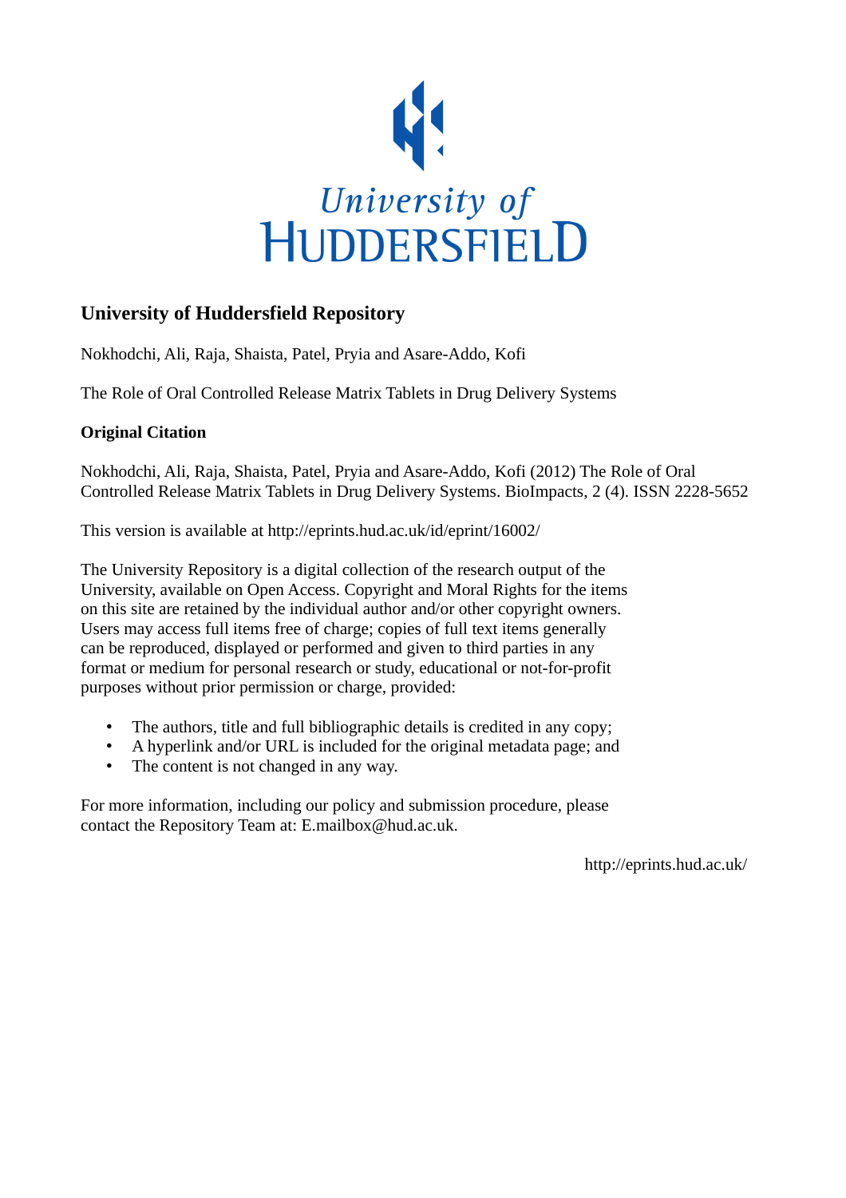University of
HUDDERSFIELD

## University of Huddersfield Repository

Nokhodchi, Ali, Raja, Shaista, Patel, Pryia and Asare-Addo, Kofi

The Role of Oral Controlled Release Matrix Tablets in Drug Delivery Systems

### Original Citation

Nokhodchi, Ali, Raja, Shaista, Patel, Pryia and Asare-Addo, Kofi (2012) The Role of Oral Controlled Release Matrix Tablets in Drug Delivery Systems. BioImpacts, 2 (4). ISSN 2228-5652

This version is available at http://eprints.hud.ac.uk/id/eprint/16002/

The University Repository is a digital collection of the research output of the University, available on Open Access. Copyright and Moral Rights for the items on this site are retained by the individual author and/or other copyright owners. Users may access full items free of charge; copies of full text items generally can be reproduced, displayed or performed and given to third parties in any format or medium for personal research or study, educational or not-for-profit purposes without prior permission or charge, provided:

- The authors, title and full bibliographic details is credited in any copy;
- A hyperlink and/or URL is included for the original metadata page; and
- The content is not changed in any way.

For more information, including our policy and submission procedure, please contact the Repository Team at: E.mailbox@hud.ac.uk.

http://eprints.hud.ac.uk/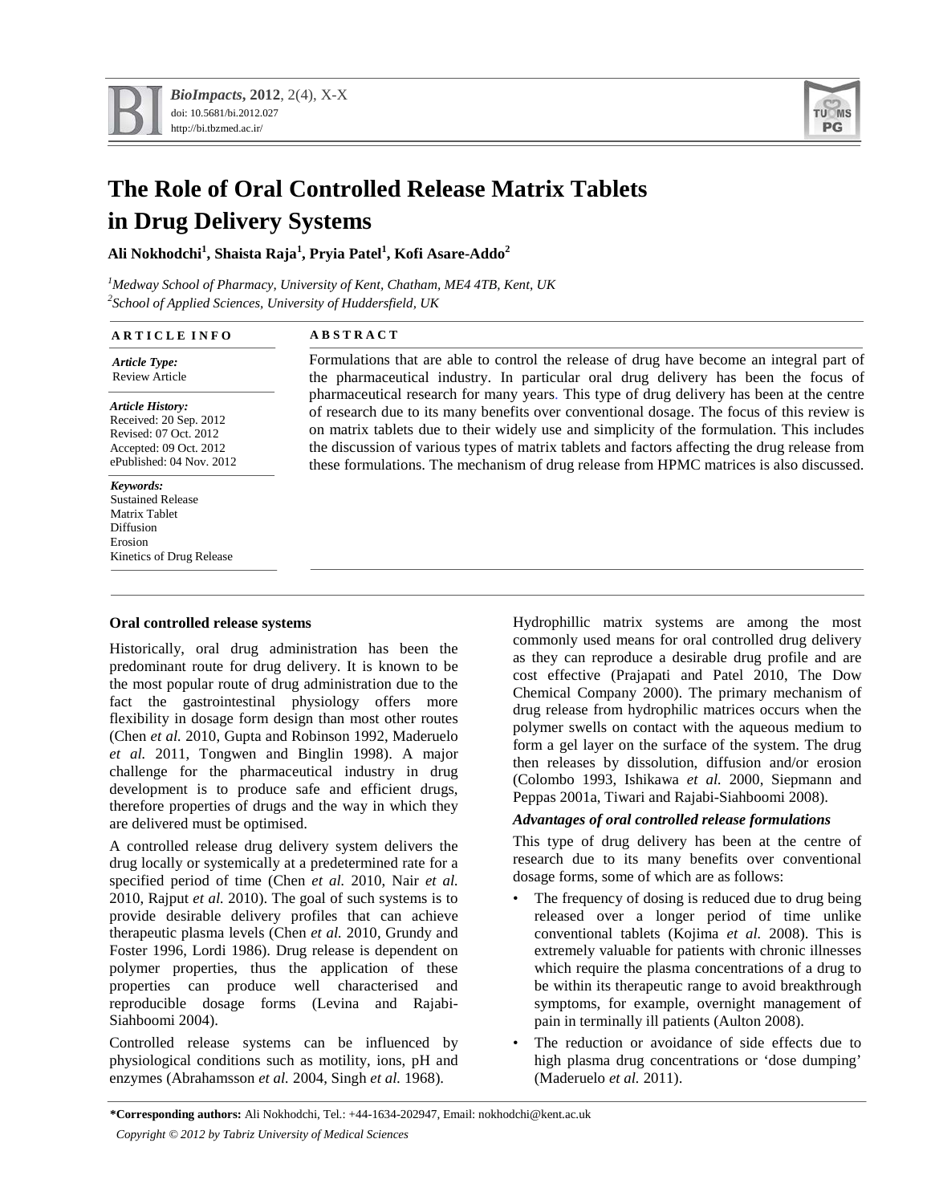# The Role of Oral Controlled Release Matrix Tablets in Drug Delivery Systems

**Ali Nokhodchi[1], Shaista Raja[1], Pryia Patel[1], Kofi Asare-Addo[2]**

*[1]Medway School of Pharmacy, University of Kent, Chatham, ME4 4TB, Kent, UK*
*[2]School of Applied Sciences, University of Huddersfield, UK*

**ARTICLE INFO**

*Article Type:*
Review Article

*Article History:*
Received: 20 Sep. 2012
Revised: 07 Oct. 2012
Accepted: 09 Oct. 2012
ePublished: 04 Nov. 2012

*Keywords:*
Sustained Release
Matrix Tablet
Diffusion
Erosion
Kinetics of Drug Release

**ABSTRACT**

Formulations that are able to control the release of drug have become an integral part of the pharmaceutical industry. In particular oral drug delivery has been the focus of pharmaceutical research for many years. This type of drug delivery has been at the centre of research due to its many benefits over conventional dosage. The focus of this review is on matrix tablets due to their widely use and simplicity of the formulation. This includes the discussion of various types of matrix tablets and factors affecting the drug release from these formulations. The mechanism of drug release from HPMC matrices is also discussed.

### Oral controlled release systems

Historically, oral drug administration has been the predominant route for drug delivery. It is known to be the most popular route of drug administration due to the fact the gastrointestinal physiology offers more flexibility in dosage form design than most other routes (Chen *et al.* 2010, Gupta and Robinson 1992, Maderuelo *et al.* 2011, Tongwen and Binglin 1998). A major challenge for the pharmaceutical industry in drug development is to produce safe and efficient drugs, therefore properties of drugs and the way in which they are delivered must be optimised.

A controlled release drug delivery system delivers the drug locally or systemically at a predetermined rate for a specified period of time (Chen *et al.* 2010, Nair *et al.* 2010, Rajput *et al.* 2010). The goal of such systems is to provide desirable delivery profiles that can achieve therapeutic plasma levels (Chen *et al.* 2010, Grundy and Foster 1996, Lordi 1986). Drug release is dependent on polymer properties, thus the application of these properties can produce well characterised and reproducible dosage forms (Levina and Rajabi-Siahboomi 2004).

Controlled release systems can be influenced by physiological conditions such as motility, ions, pH and enzymes (Abrahamsson *et al.* 2004, Singh *et al.* 1968).

Hydrophillic matrix systems are among the most commonly used means for oral controlled drug delivery as they can reproduce a desirable drug profile and are cost effective (Prajapati and Patel 2010, The Dow Chemical Company 2000). The primary mechanism of drug release from hydrophilic matrices occurs when the polymer swells on contact with the aqueous medium to form a gel layer on the surface of the system. The drug then releases by dissolution, diffusion and/or erosion (Colombo 1993, Ishikawa *et al.* 2000, Siepmann and Peppas 2001a, Tiwari and Rajabi-Siahboomi 2008).

#### *Advantages of oral controlled release formulations*

This type of drug delivery has been at the centre of research due to its many benefits over conventional dosage forms, some of which are as follows:

- The frequency of dosing is reduced due to drug being released over a longer period of time unlike conventional tablets (Kojima *et al.* 2008). This is extremely valuable for patients with chronic illnesses which require the plasma concentrations of a drug to be within its therapeutic range to avoid breakthrough symptoms, for example, overnight management of pain in terminally ill patients (Aulton 2008).
- The reduction or avoidance of side effects due to high plasma drug concentrations or 'dose dumping' (Maderuelo *et al.* 2011).

**\*Corresponding authors:** Ali Nokhodchi, Tel.: +44-1634-202947, Email: nokhodchi@kent.ac.uk

*Copyright © 2012 by Tabriz University of Medical Sciences*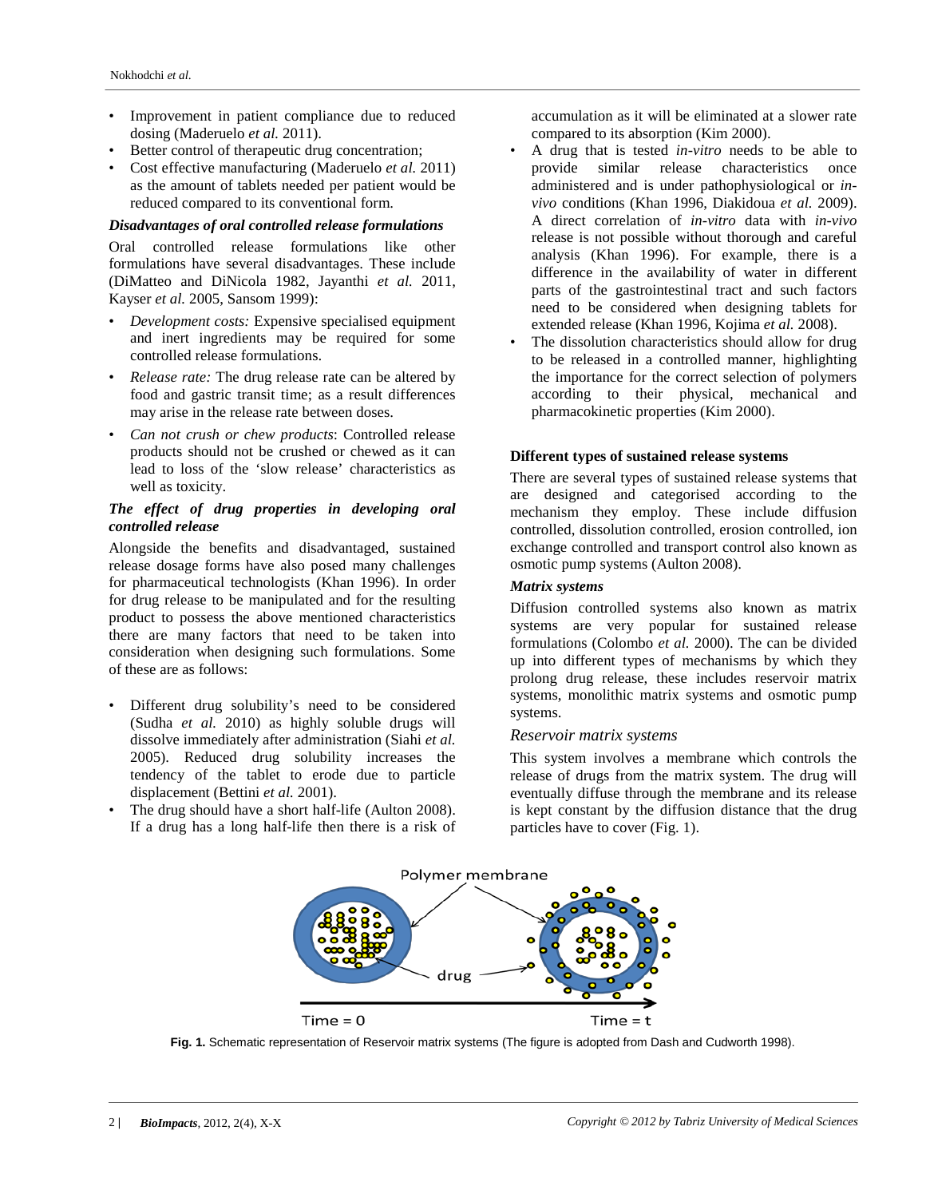- Improvement in patient compliance due to reduced dosing (Maderuelo *et al.* 2011).
- Better control of therapeutic drug concentration;
- Cost effective manufacturing (Maderuelo *et al.* 2011) as the amount of tablets needed per patient would be reduced compared to its conventional form.

### *Disadvantages of oral controlled release formulations*

Oral controlled release formulations like other formulations have several disadvantages. These include (DiMatteo and DiNicola 1982, Jayanthi *et al.* 2011, Kayser *et al.* 2005, Sansom 1999):

- *Development costs:* Expensive specialised equipment and inert ingredients may be required for some controlled release formulations.
- *Release rate:* The drug release rate can be altered by food and gastric transit time; as a result differences may arise in the release rate between doses.
- *Can not crush or chew products*: Controlled release products should not be crushed or chewed as it can lead to loss of the 'slow release' characteristics as well as toxicity.

### *The effect of drug properties in developing oral controlled release*

Alongside the benefits and disadvantaged, sustained release dosage forms have also posed many challenges for pharmaceutical technologists (Khan 1996). In order for drug release to be manipulated and for the resulting product to possess the above mentioned characteristics there are many factors that need to be taken into consideration when designing such formulations. Some of these are as follows:

- Different drug solubility's need to be considered (Sudha *et al.* 2010) as highly soluble drugs will dissolve immediately after administration (Siahi *et al.* 2005). Reduced drug solubility increases the tendency of the tablet to erode due to particle displacement (Bettini *et al.* 2001).
- The drug should have a short half-life (Aulton 2008). If a drug has a long half-life then there is a risk of accumulation as it will be eliminated at a slower rate compared to its absorption (Kim 2000).
- A drug that is tested *in-vitro* needs to be able to provide similar release characteristics once administered and is under pathophysiological or *in-vivo* conditions (Khan 1996, Diakidoua *et al.* 2009). A direct correlation of *in-vitro* data with *in-vivo* release is not possible without thorough and careful analysis (Khan 1996). For example, there is a difference in the availability of water in different parts of the gastrointestinal tract and such factors need to be considered when designing tablets for extended release (Khan 1996, Kojima *et al.* 2008).
- The dissolution characteristics should allow for drug to be released in a controlled manner, highlighting the importance for the correct selection of polymers according to their physical, mechanical and pharmacokinetic properties (Kim 2000).

## Different types of sustained release systems

There are several types of sustained release systems that are designed and categorised according to the mechanism they employ. These include diffusion controlled, dissolution controlled, erosion controlled, ion exchange controlled and transport control also known as osmotic pump systems (Aulton 2008).

### *Matrix systems*

Diffusion controlled systems also known as matrix systems are very popular for sustained release formulations (Colombo *et al.* 2000). The can be divided up into different types of mechanisms by which they prolong drug release, these includes reservoir matrix systems, monolithic matrix systems and osmotic pump systems.

#### *Reservoir matrix systems*

This system involves a membrane which controls the release of drugs from the matrix system. The drug will eventually diffuse through the membrane and its release is kept constant by the diffusion distance that the drug particles have to cover (Fig. 1).

**Fig. 1.** Schematic representation of Reservoir matrix systems (The figure is adopted from Dash and Cudworth 1998).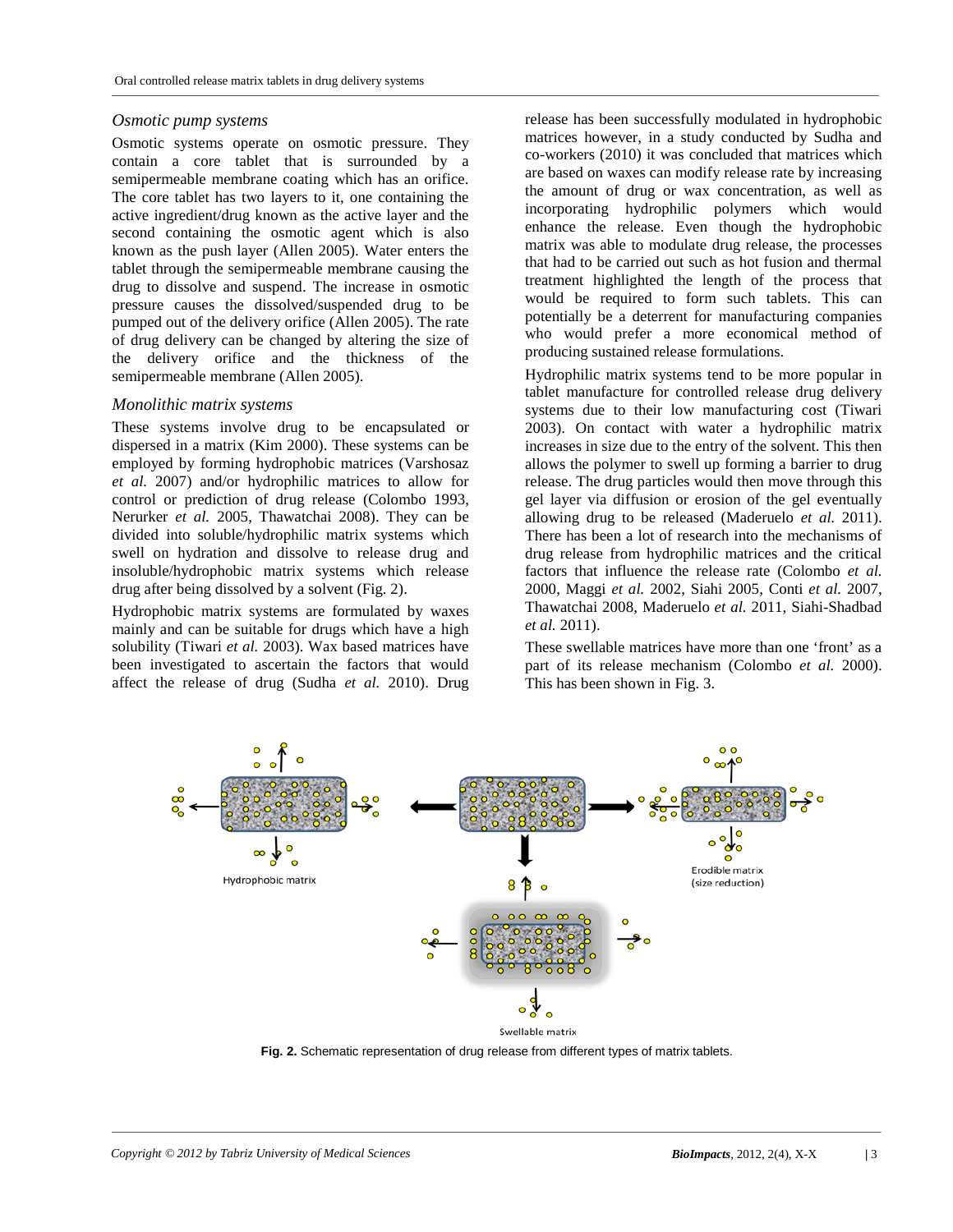### *Osmotic pump systems*

Osmotic systems operate on osmotic pressure. They contain a core tablet that is surrounded by a semipermeable membrane coating which has an orifice. The core tablet has two layers to it, one containing the active ingredient/drug known as the active layer and the second containing the osmotic agent which is also known as the push layer (Allen 2005). Water enters the tablet through the semipermeable membrane causing the drug to dissolve and suspend. The increase in osmotic pressure causes the dissolved/suspended drug to be pumped out of the delivery orifice (Allen 2005). The rate of drug delivery can be changed by altering the size of the delivery orifice and the thickness of the semipermeable membrane (Allen 2005).

### *Monolithic matrix systems*

These systems involve drug to be encapsulated or dispersed in a matrix (Kim 2000). These systems can be employed by forming hydrophobic matrices (Varshosaz *et al.* 2007) and/or hydrophilic matrices to allow for control or prediction of drug release (Colombo 1993, Nerurker *et al.* 2005, Thawatchai 2008). They can be divided into soluble/hydrophilic matrix systems which swell on hydration and dissolve to release drug and insoluble/hydrophobic matrix systems which release drug after being dissolved by a solvent (Fig. 2).

Hydrophobic matrix systems are formulated by waxes mainly and can be suitable for drugs which have a high solubility (Tiwari *et al.* 2003). Wax based matrices have been investigated to ascertain the factors that would affect the release of drug (Sudha *et al.* 2010). Drug release has been successfully modulated in hydrophobic matrices however, in a study conducted by Sudha and co-workers (2010) it was concluded that matrices which are based on waxes can modify release rate by increasing the amount of drug or wax concentration, as well as incorporating hydrophilic polymers which would enhance the release. Even though the hydrophobic matrix was able to modulate drug release, the processes that had to be carried out such as hot fusion and thermal treatment highlighted the length of the process that would be required to form such tablets. This can potentially be a deterrent for manufacturing companies who would prefer a more economical method of producing sustained release formulations.

Hydrophilic matrix systems tend to be more popular in tablet manufacture for controlled release drug delivery systems due to their low manufacturing cost (Tiwari 2003). On contact with water a hydrophilic matrix increases in size due to the entry of the solvent. This then allows the polymer to swell up forming a barrier to drug release. The drug particles would then move through this gel layer via diffusion or erosion of the gel eventually allowing drug to be released (Maderuelo *et al.* 2011). There has been a lot of research into the mechanisms of drug release from hydrophilic matrices and the critical factors that influence the release rate (Colombo *et al.* 2000, Maggi *et al.* 2002, Siahi 2005, Conti *et al.* 2007, Thawatchai 2008, Maderuelo *et al.* 2011, Siahi-Shadbad *et al.* 2011).

These swellable matrices have more than one 'front' as a part of its release mechanism (Colombo *et al.* 2000). This has been shown in Fig. 3.

Hydrophobic matrix

Erodible matrix (size reduction)

Swellable matrix

**Fig. 2.** Schematic representation of drug release from different types of matrix tablets.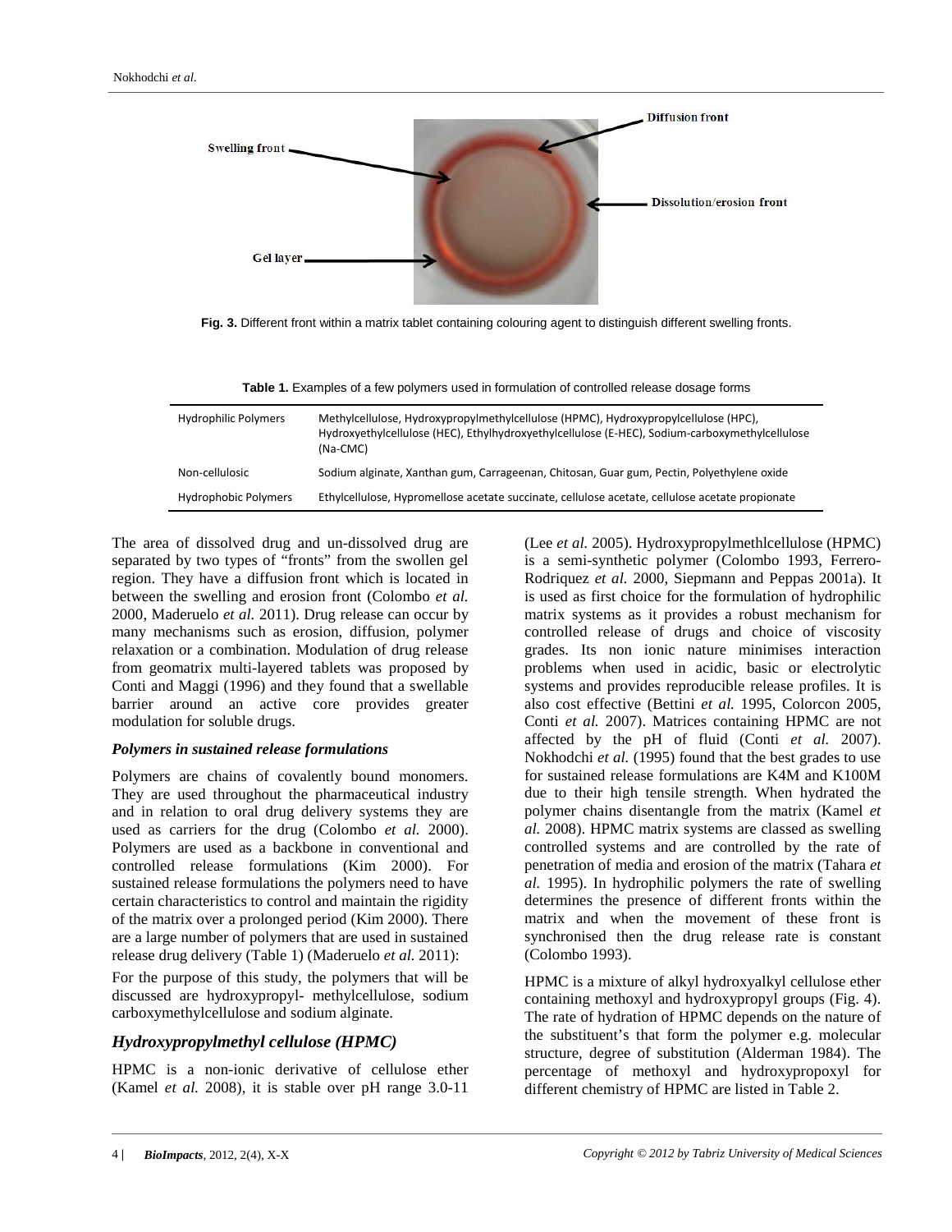Fig. 3. Different front within a matrix tablet containing colouring agent to distinguish different swelling fronts.

**Table 1.** Examples of a few polymers used in formulation of controlled release dosage forms

| | |
|---|---|
| Hydrophilic Polymers | Methylcellulose, Hydroxypropylmethylcellulose (HPMC), Hydroxypropylcellulose (HPC), Hydroxyethylcellulose (HEC), Ethylhydroxyethylcellulose (E-HEC), Sodium-carboxymethylcellulose (Na-CMC) |
| Non-cellulosic | Sodium alginate, Xanthan gum, Carrageenan, Chitosan, Guar gum, Pectin, Polyethylene oxide |
| Hydrophobic Polymers | Ethylcellulose, Hypromellose acetate succinate, cellulose acetate, cellulose acetate propionate |

The area of dissolved drug and un-dissolved drug are separated by two types of "fronts" from the swollen gel region. They have a diffusion front which is located in between the swelling and erosion front (Colombo *et al.* 2000, Maderuelo *et al.* 2011). Drug release can occur by many mechanisms such as erosion, diffusion, polymer relaxation or a combination. Modulation of drug release from geomatrix multi-layered tablets was proposed by Conti and Maggi (1996) and they found that a swellable barrier around an active core provides greater modulation for soluble drugs.

***Polymers in sustained release formulations***

Polymers are chains of covalently bound monomers. They are used throughout the pharmaceutical industry and in relation to oral drug delivery systems they are used as carriers for the drug (Colombo *et al.* 2000). Polymers are used as a backbone in conventional and controlled release formulations (Kim 2000). For sustained release formulations the polymers need to have certain characteristics to control and maintain the rigidity of the matrix over a prolonged period (Kim 2000). There are a large number of polymers that are used in sustained release drug delivery (Table 1) (Maderuelo *et al.* 2011):

For the purpose of this study, the polymers that will be discussed are hydroxypropyl- methylcellulose, sodium carboxymethylcellulose and sodium alginate.

## *Hydroxypropylmethyl cellulose (HPMC)*

HPMC is a non-ionic derivative of cellulose ether (Kamel *et al.* 2008), it is stable over pH range 3.0-11 (Lee *et al.* 2005). Hydroxypropylmethlcellulose (HPMC) is a semi-synthetic polymer (Colombo 1993, Ferrero-Rodriquez *et al.* 2000, Siepmann and Peppas 2001a). It is used as first choice for the formulation of hydrophilic matrix systems as it provides a robust mechanism for controlled release of drugs and choice of viscosity grades. Its non ionic nature minimises interaction problems when used in acidic, basic or electrolytic systems and provides reproducible release profiles. It is also cost effective (Bettini *et al.* 1995, Colorcon 2005, Conti *et al.* 2007). Matrices containing HPMC are not affected by the pH of fluid (Conti *et al.* 2007). Nokhodchi *et al.* (1995) found that the best grades to use for sustained release formulations are K4M and K100M due to their high tensile strength. When hydrated the polymer chains disentangle from the matrix (Kamel *et al.* 2008). HPMC matrix systems are classed as swelling controlled systems and are controlled by the rate of penetration of media and erosion of the matrix (Tahara *et al.* 1995). In hydrophilic polymers the rate of swelling determines the presence of different fronts within the matrix and when the movement of these front is synchronised then the drug release rate is constant (Colombo 1993).

HPMC is a mixture of alkyl hydroxyalkyl cellulose ether containing methoxyl and hydroxypropyl groups (Fig. 4). The rate of hydration of HPMC depends on the nature of the substituent's that form the polymer e.g. molecular structure, degree of substitution (Alderman 1984). The percentage of methoxyl and hydroxypropoxyl for different chemistry of HPMC are listed in Table 2.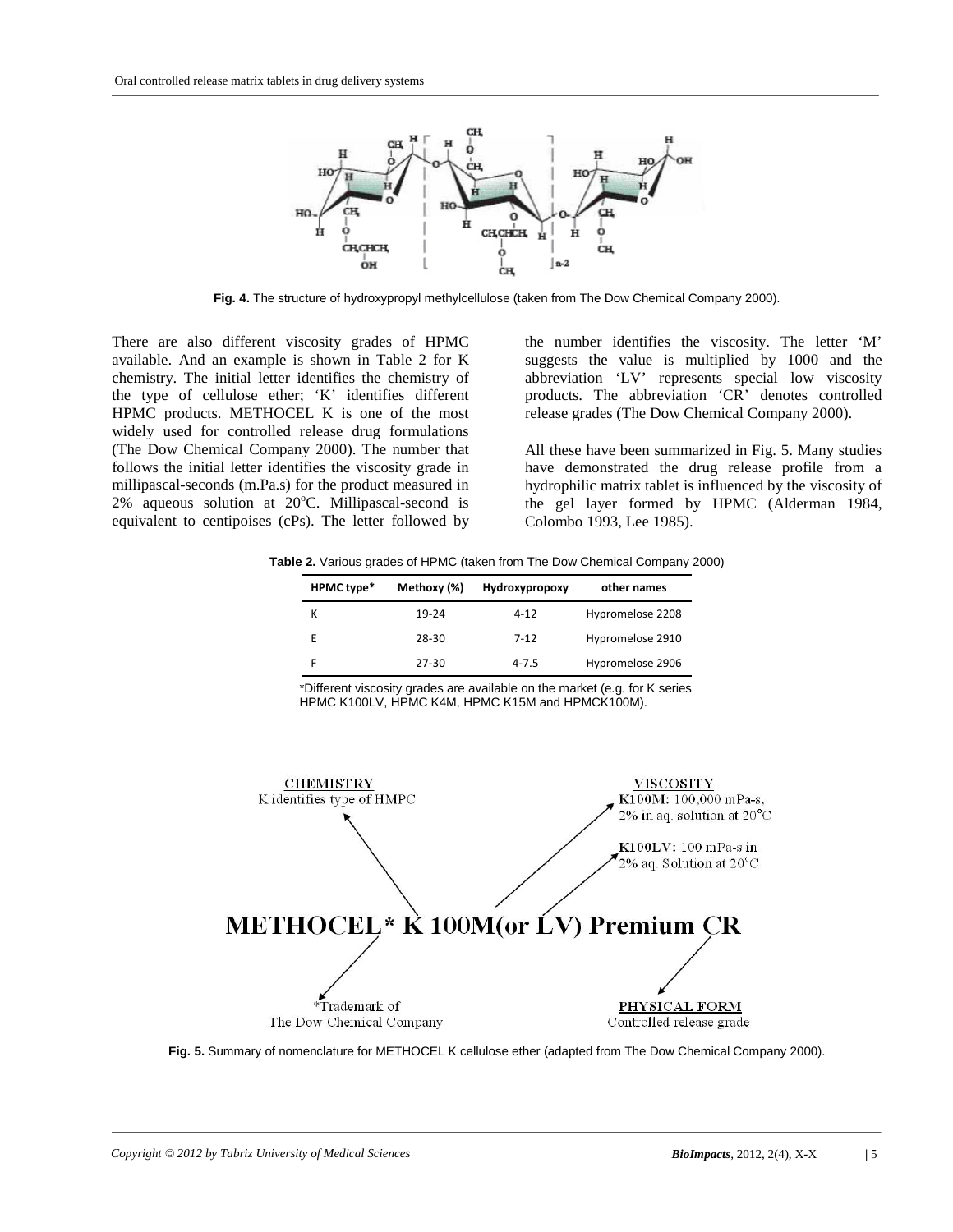Fig. 4. The structure of hydroxypropyl methylcellulose (taken from The Dow Chemical Company 2000).

There are also different viscosity grades of HPMC available. And an example is shown in Table 2 for K chemistry. The initial letter identifies the chemistry of the type of cellulose ether; 'K' identifies different HPMC products. METHOCEL K is one of the most widely used for controlled release drug formulations (The Dow Chemical Company 2000). The number that follows the initial letter identifies the viscosity grade in millipascal-seconds (m.Pa.s) for the product measured in 2% aqueous solution at 20°C. Millipascal-second is equivalent to centipoises (cPs). The letter followed by the number identifies the viscosity. The letter 'M' suggests the value is multiplied by 1000 and the abbreviation 'LV' represents special low viscosity products. The abbreviation 'CR' denotes controlled release grades (The Dow Chemical Company 2000).

All these have been summarized in Fig. 5. Many studies have demonstrated the drug release profile from a hydrophilic matrix tablet is influenced by the viscosity of the gel layer formed by HPMC (Alderman 1984, Colombo 1993, Lee 1985).

**Table 2.** Various grades of HPMC (taken from The Dow Chemical Company 2000)

| HPMC type* | Methoxy (%) | Hydroxypropoxy | other names |
|---|---|---|---|
| K | 19-24 | 4-12 | Hypromelose 2208 |
| E | 28-30 | 7-12 | Hypromelose 2910 |
| F | 27-30 | 4-7.5 | Hypromelose 2906 |

*Different viscosity grades are available on the market (e.g. for K series HPMC K100LV, HPMC K4M, HPMC K15M and HPMCK100M).

CHEMISTRY
K identifies type of HMPC

VISCOSITY
K100M: 100,000 mPa-s, 2% in aq. solution at 20°C

K100LV: 100 mPa-s in 2% aq. Solution at 20°C

**METHOCEL* K 100M(or LV) Premium CR**

*Trademark of The Dow Chemical Company

PHYSICAL FORM
Controlled release grade

**Fig. 5.** Summary of nomenclature for METHOCEL K cellulose ether (adapted from The Dow Chemical Company 2000).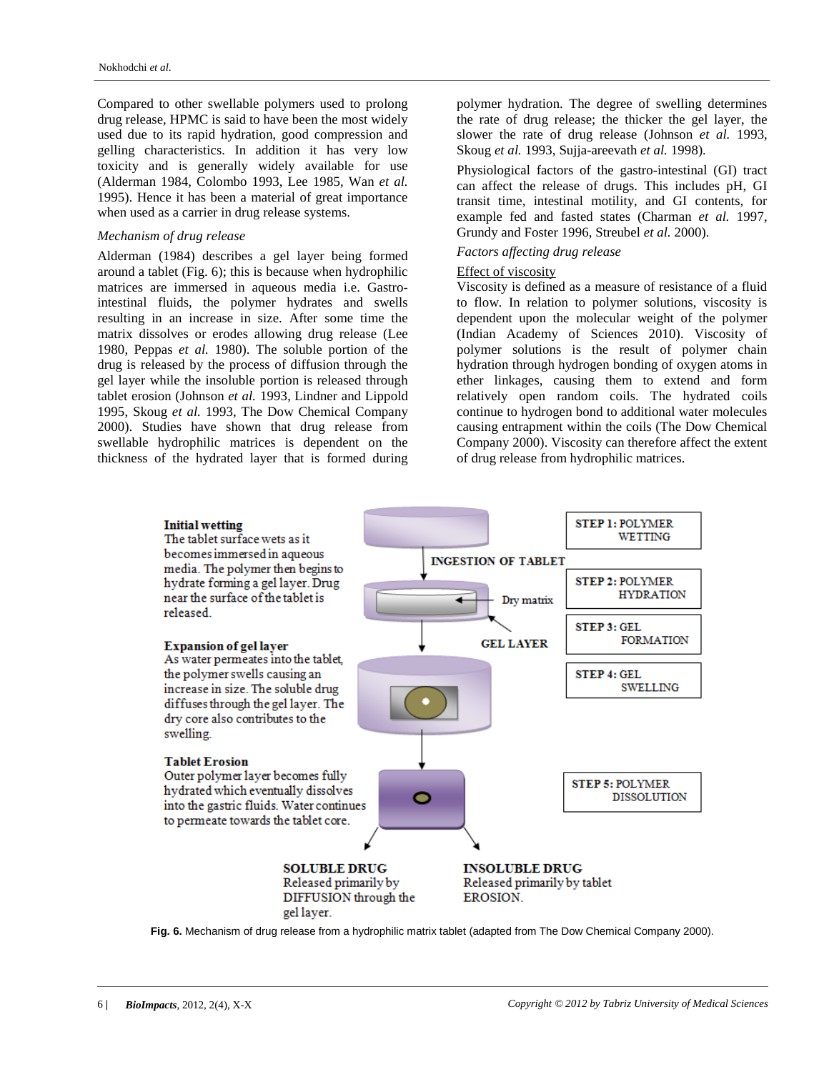Compared to other swellable polymers used to prolong drug release, HPMC is said to have been the most widely used due to its rapid hydration, good compression and gelling characteristics. In addition it has very low toxicity and is generally widely available for use (Alderman 1984, Colombo 1993, Lee 1985, Wan *et al.* 1995). Hence it has been a material of great importance when used as a carrier in drug release systems.

*Mechanism of drug release*

Alderman (1984) describes a gel layer being formed around a tablet (Fig. 6); this is because when hydrophilic matrices are immersed in aqueous media i.e. Gastro-intestinal fluids, the polymer hydrates and swells resulting in an increase in size. After some time the matrix dissolves or erodes allowing drug release (Lee 1980, Peppas *et al.* 1980). The soluble portion of the drug is released by the process of diffusion through the gel layer while the insoluble portion is released through tablet erosion (Johnson *et al.* 1993, Lindner and Lippold 1995, Skoug *et al.* 1993, The Dow Chemical Company 2000). Studies have shown that drug release from swellable hydrophilic matrices is dependent on the thickness of the hydrated layer that is formed during polymer hydration. The degree of swelling determines the rate of drug release; the thicker the gel layer, the slower the rate of drug release (Johnson *et al.* 1993, Skoug *et al.* 1993, Sujja-areevath *et al.* 1998).

Physiological factors of the gastro-intestinal (GI) tract can affect the release of drugs. This includes pH, GI transit time, intestinal motility, and GI contents, for example fed and fasted states (Charman *et al.* 1997, Grundy and Foster 1996, Streubel *et al.* 2000).

*Factors affecting drug release*

Effect of viscosity

Viscosity is defined as a measure of resistance of a fluid to flow. In relation to polymer solutions, viscosity is dependent upon the molecular weight of the polymer (Indian Academy of Sciences 2010). Viscosity of polymer solutions is the result of polymer chain hydration through hydrogen bonding of oxygen atoms in ether linkages, causing them to extend and form relatively open random coils. The hydrated coils continue to hydrogen bond to additional water molecules causing entrapment within the coils (The Dow Chemical Company 2000). Viscosity can therefore affect the extent of drug release from hydrophilic matrices.

**Initial wetting**
The tablet surface wets as it becomes immersed in aqueous media. The polymer then begins to hydrate forming a gel layer. Drug near the surface of the tablet is released.

**Expansion of gel layer**
As water permeates into the tablet, the polymer swells causing an increase in size. The soluble drug diffuses through the gel layer. The dry core also contributes to the swelling.

**Tablet Erosion**
Outer polymer layer becomes fully hydrated which eventually dissolves into the gastric fluids. Water continues to permeate towards the tablet core.

INGESTION OF TABLET — Dry matrix — GEL LAYER

**STEP 1:** POLYMER WETTING

**STEP 2:** POLYMER HYDRATION

**STEP 3:** GEL FORMATION

**STEP 4:** GEL SWELLING

**STEP 5:** POLYMER DISSOLUTION

**SOLUBLE DRUG**
Released primarily by DIFFUSION through the gel layer.

**INSOLUBLE DRUG**
Released primarily by tablet EROSION.

**Fig. 6.** Mechanism of drug release from a hydrophilic matrix tablet (adapted from The Dow Chemical Company 2000).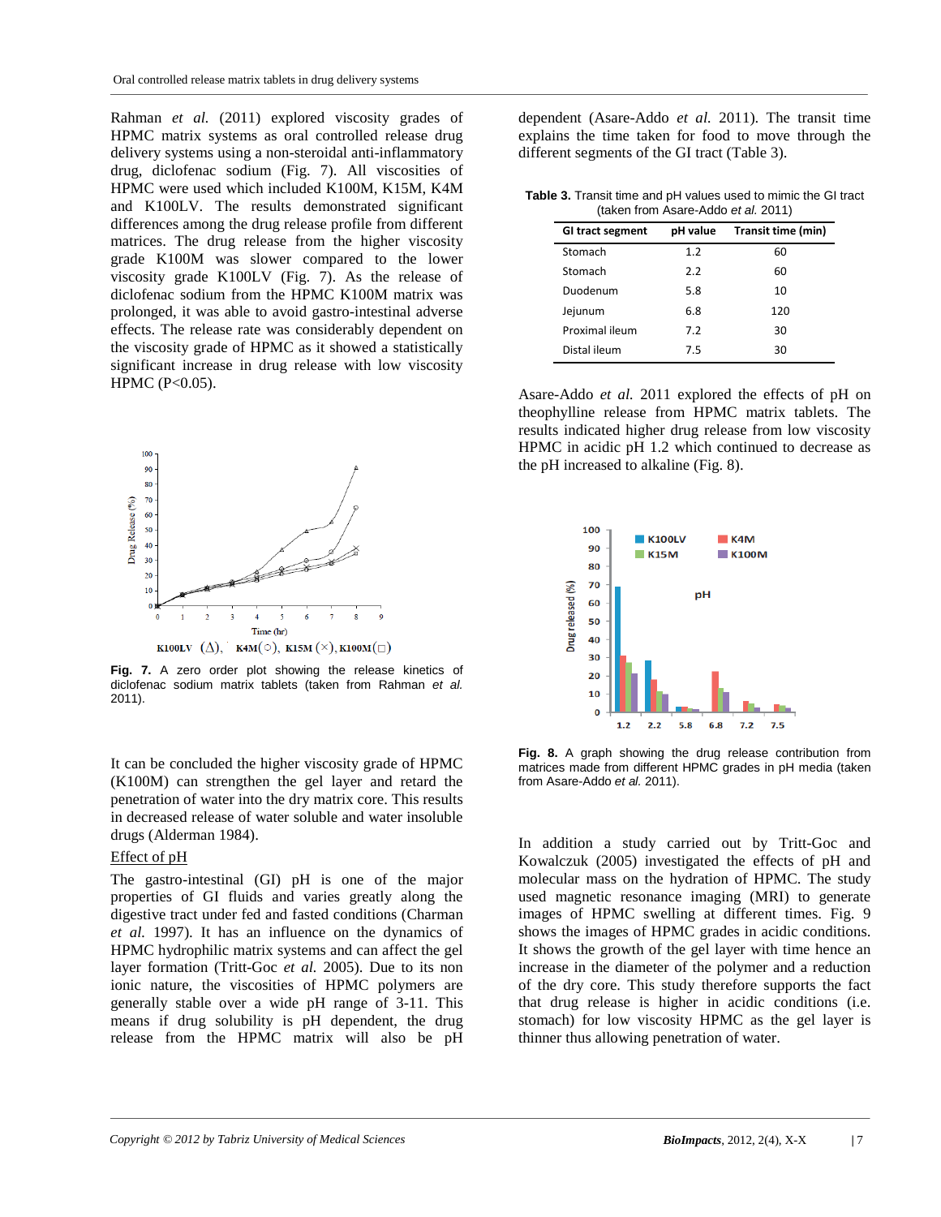Rahman *et al.* (2011) explored viscosity grades of HPMC matrix systems as oral controlled release drug delivery systems using a non-steroidal anti-inflammatory drug, diclofenac sodium (Fig. 7). All viscosities of HPMC were used which included K100M, K15M, K4M and K100LV. The results demonstrated significant differences among the drug release profile from different matrices. The drug release from the higher viscosity grade K100M was slower compared to the lower viscosity grade K100LV (Fig. 7). As the release of diclofenac sodium from the HPMC K100M matrix was prolonged, it was able to avoid gastro-intestinal adverse effects. The release rate was considerably dependent on the viscosity grade of HPMC as it showed a statistically significant increase in drug release with low viscosity HPMC ($P<0.05$).

**Fig. 7.** A zero order plot showing the release kinetics of diclofenac sodium matrix tablets (taken from Rahman *et al.* 2011).

It can be concluded the higher viscosity grade of HPMC (K100M) can strengthen the gel layer and retard the penetration of water into the dry matrix core. This results in decreased release of water soluble and water insoluble drugs (Alderman 1984).

Effect of pH

The gastro-intestinal (GI) pH is one of the major properties of GI fluids and varies greatly along the digestive tract under fed and fasted conditions (Charman *et al.* 1997). It has an influence on the dynamics of HPMC hydrophilic matrix systems and can affect the gel layer formation (Tritt-Goc *et al.* 2005). Due to its non ionic nature, the viscosities of HPMC polymers are generally stable over a wide pH range of 3-11. This means if drug solubility is pH dependent, the drug release from the HPMC matrix will also be pH dependent (Asare-Addo *et al.* 2011). The transit time explains the time taken for food to move through the different segments of the GI tract (Table 3).

**Table 3.** Transit time and pH values used to mimic the GI tract (taken from Asare-Addo *et al.* 2011)

| GI tract segment | pH value | Transit time (min) |
|---|---|---|
| Stomach | 1.2 | 60 |
| Stomach | 2.2 | 60 |
| Duodenum | 5.8 | 10 |
| Jejunum | 6.8 | 120 |
| Proximal ileum | 7.2 | 30 |
| Distal ileum | 7.5 | 30 |

Asare-Addo *et al.* 2011 explored the effects of pH on theophylline release from HPMC matrix tablets. The results indicated higher drug release from low viscosity HPMC in acidic pH 1.2 which continued to decrease as the pH increased to alkaline (Fig. 8).

**Fig. 8.** A graph showing the drug release contribution from matrices made from different HPMC grades in pH media (taken from Asare-Addo *et al.* 2011).

In addition a study carried out by Tritt-Goc and Kowalczuk (2005) investigated the effects of pH and molecular mass on the hydration of HPMC. The study used magnetic resonance imaging (MRI) to generate images of HPMC swelling at different times. Fig. 9 shows the images of HPMC grades in acidic conditions. It shows the growth of the gel layer with time hence an increase in the diameter of the polymer and a reduction of the dry core. This study therefore supports the fact that drug release is higher in acidic conditions (i.e. stomach) for low viscosity HPMC as the gel layer is thinner thus allowing penetration of water.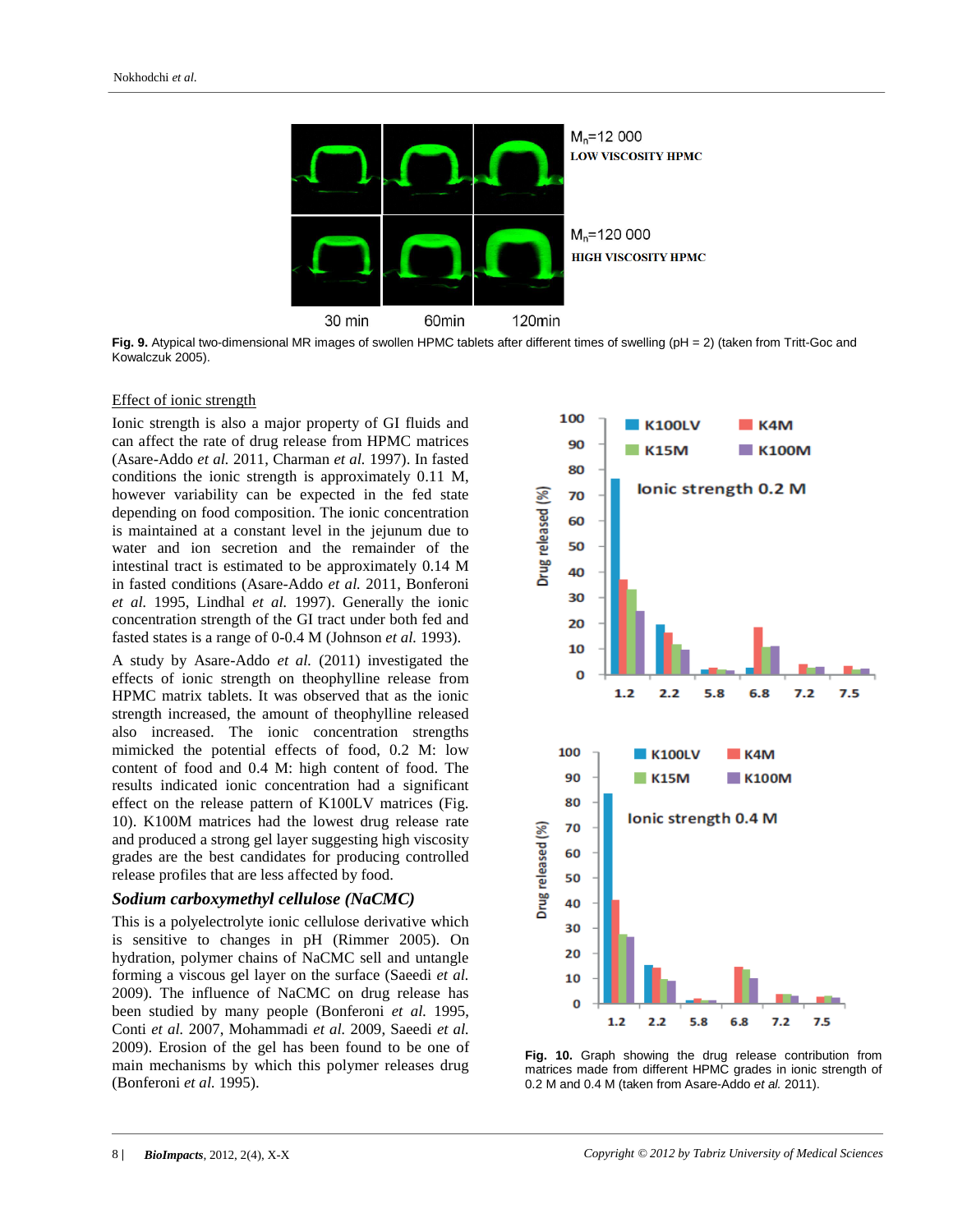Fig. 9. Atypical two-dimensional MR images of swollen HPMC tablets after different times of swelling (pH = 2) (taken from Tritt-Goc and Kowalczuk 2005).

### Effect of ionic strength

Ionic strength is also a major property of GI fluids and can affect the rate of drug release from HPMC matrices (Asare-Addo *et al.* 2011, Charman *et al.* 1997). In fasted conditions the ionic strength is approximately 0.11 M, however variability can be expected in the fed state depending on food composition. The ionic concentration is maintained at a constant level in the jejunum due to water and ion secretion and the remainder of the intestinal tract is estimated to be approximately 0.14 M in fasted conditions (Asare-Addo *et al.* 2011, Bonferoni *et al.* 1995, Lindhal *et al.* 1997). Generally the ionic concentration strength of the GI tract under both fed and fasted states is a range of 0-0.4 M (Johnson *et al.* 1993).

A study by Asare-Addo *et al.* (2011) investigated the effects of ionic strength on theophylline release from HPMC matrix tablets. It was observed that as the ionic strength increased, the amount of theophylline released also increased. The ionic concentration strengths mimicked the potential effects of food, 0.2 M: low content of food and 0.4 M: high content of food. The results indicated ionic concentration had a significant effect on the release pattern of K100LV matrices (Fig. 10). K100M matrices had the lowest drug release rate and produced a strong gel layer suggesting high viscosity grades are the best candidates for producing controlled release profiles that are less affected by food.

### *Sodium carboxymethyl cellulose (NaCMC)*

This is a polyelectrolyte ionic cellulose derivative which is sensitive to changes in pH (Rimmer 2005). On hydration, polymer chains of NaCMC sell and untangle forming a viscous gel layer on the surface (Saeedi *et al.* 2009). The influence of NaCMC on drug release has been studied by many people (Bonferoni *et al.* 1995, Conti *et al.* 2007, Mohammadi *et al.* 2009, Saeedi *et al.* 2009). Erosion of the gel has been found to be one of main mechanisms by which this polymer releases drug (Bonferoni *et al.* 1995).

Fig. 10. Graph showing the drug release contribution from matrices made from different HPMC grades in ionic strength of 0.2 M and 0.4 M (taken from Asare-Addo *et al.* 2011).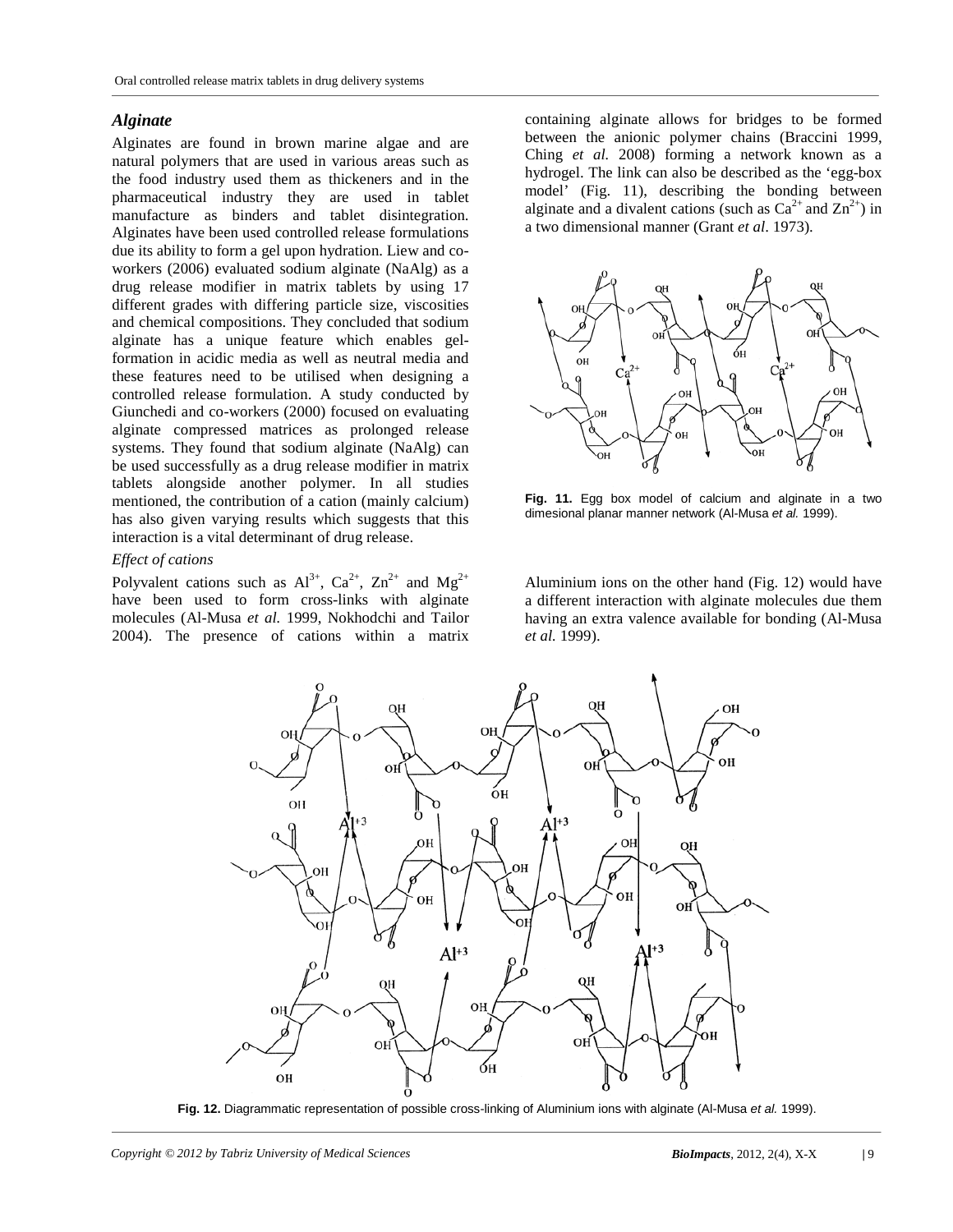### *Alginate*

Alginates are found in brown marine algae and are natural polymers that are used in various areas such as the food industry used them as thickeners and in the pharmaceutical industry they are used in tablet manufacture as binders and tablet disintegration. Alginates have been used controlled release formulations due its ability to form a gel upon hydration. Liew and co-workers (2006) evaluated sodium alginate (NaAlg) as a drug release modifier in matrix tablets by using 17 different grades with differing particle size, viscosities and chemical compositions. They concluded that sodium alginate has a unique feature which enables gel-formation in acidic media as well as neutral media and these features need to be utilised when designing a controlled release formulation. A study conducted by Giunchedi and co-workers (2000) focused on evaluating alginate compressed matrices as prolonged release systems. They found that sodium alginate (NaAlg) can be used successfully as a drug release modifier in matrix tablets alongside another polymer. In all studies mentioned, the contribution of a cation (mainly calcium) has also given varying results which suggests that this interaction is a vital determinant of drug release.

*Effect of cations*

Polyvalent cations such as $Al^{3+}$, $Ca^{2+}$, $Zn^{2+}$ and $Mg^{2+}$ have been used to form cross-links with alginate molecules (Al-Musa *et al.* 1999, Nokhodchi and Tailor 2004). The presence of cations within a matrix containing alginate allows for bridges to be formed between the anionic polymer chains (Braccini 1999, Ching *et al.* 2008) forming a network known as a hydrogel. The link can also be described as the 'egg-box model' (Fig. 11), describing the bonding between alginate and a divalent cations (such as $Ca^{2+}$ and $Zn^{2+}$) in a two dimensional manner (Grant *et al*. 1973).

**Fig. 11.** Egg box model of calcium and alginate in a two dimesional planar manner network (Al-Musa *et al.* 1999).

Aluminium ions on the other hand (Fig. 12) would have a different interaction with alginate molecules due them having an extra valence available for bonding (Al-Musa *et al.* 1999).

**Fig. 12.** Diagrammatic representation of possible cross-linking of Aluminium ions with alginate (Al-Musa *et al.* 1999).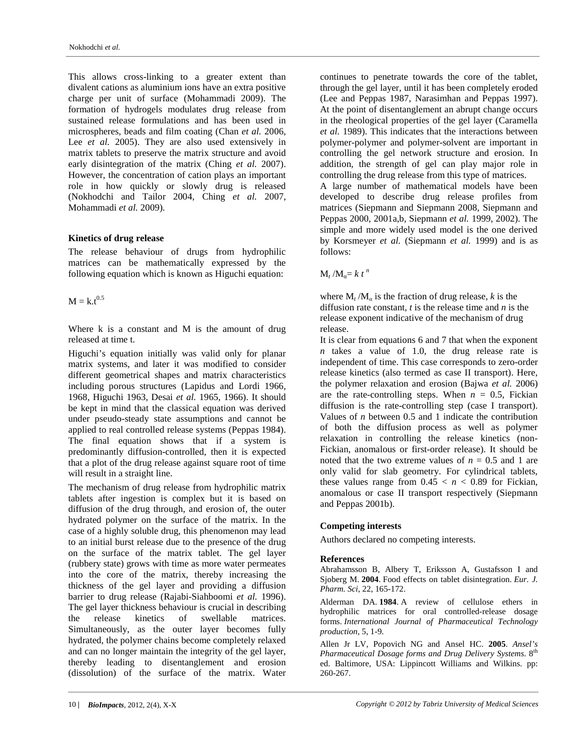This allows cross-linking to a greater extent than divalent cations as aluminium ions have an extra positive charge per unit of surface (Mohammadi 2009). The formation of hydrogels modulates drug release from sustained release formulations and has been used in microspheres, beads and film coating (Chan *et al.* 2006, Lee *et al.* 2005). They are also used extensively in matrix tablets to preserve the matrix structure and avoid early disintegration of the matrix (Ching *et al.* 2007). However, the concentration of cation plays an important role in how quickly or slowly drug is released (Nokhodchi and Tailor 2004, Ching *et al.* 2007, Mohammadi *et al.* 2009).

### Kinetics of drug release

The release behaviour of drugs from hydrophilic matrices can be mathematically expressed by the following equation which is known as Higuchi equation:

$$M = k.t^{0.5}$$

Where k is a constant and M is the amount of drug released at time t.

Higuchi's equation initially was valid only for planar matrix systems, and later it was modified to consider different geometrical shapes and matrix characteristics including porous structures (Lapidus and Lordi 1966, 1968, Higuchi 1963, Desai *et al.* 1965, 1966). It should be kept in mind that the classical equation was derived under pseudo-steady state assumptions and cannot be applied to real controlled release systems (Peppas 1984). The final equation shows that if a system is predominantly diffusion-controlled, then it is expected that a plot of the drug release against square root of time will result in a straight line.

The mechanism of drug release from hydrophilic matrix tablets after ingestion is complex but it is based on diffusion of the drug through, and erosion of, the outer hydrated polymer on the surface of the matrix. In the case of a highly soluble drug, this phenomenon may lead to an initial burst release due to the presence of the drug on the surface of the matrix tablet. The gel layer (rubbery state) grows with time as more water permeates into the core of the matrix, thereby increasing the thickness of the gel layer and providing a diffusion barrier to drug release (Rajabi-Siahboomi *et al.* 1996). The gel layer thickness behaviour is crucial in describing the release kinetics of swellable matrices. Simultaneously, as the outer layer becomes fully hydrated, the polymer chains become completely relaxed and can no longer maintain the integrity of the gel layer, thereby leading to disentanglement and erosion (dissolution) of the surface of the matrix. Water continues to penetrate towards the core of the tablet, through the gel layer, until it has been completely eroded (Lee and Peppas 1987, Narasimhan and Peppas 1997). At the point of disentanglement an abrupt change occurs in the rheological properties of the gel layer (Caramella *et al.* 1989). This indicates that the interactions between polymer-polymer and polymer-solvent are important in controlling the gel network structure and erosion. In addition, the strength of gel can play major role in controlling the drug release from this type of matrices.

A large number of mathematical models have been developed to describe drug release profiles from matrices (Siepmann and Siepmann 2008, Siepmann and Peppas 2000, 2001a,b, Siepmann *et al.* 1999, 2002). The simple and more widely used model is the one derived by Korsmeyer *et al.* (Siepmann *et al.* 1999) and is as follows:

$$M_t / M_\alpha = k\, t^{\,n}$$

where $M_t / M_\alpha$ is the fraction of drug release, $k$ is the diffusion rate constant, $t$ is the release time and $n$ is the release exponent indicative of the mechanism of drug release.

It is clear from equations 6 and 7 that when the exponent $n$ takes a value of 1.0, the drug release rate is independent of time. This case corresponds to zero-order release kinetics (also termed as case II transport). Here, the polymer relaxation and erosion (Bajwa *et al.* 2006) are the rate-controlling steps. When $n = 0.5$, Fickian diffusion is the rate-controlling step (case I transport). Values of $n$ between 0.5 and 1 indicate the contribution of both the diffusion process as well as polymer relaxation in controlling the release kinetics (non-Fickian, anomalous or first-order release). It should be noted that the two extreme values of $n = 0.5$ and 1 are only valid for slab geometry. For cylindrical tablets, these values range from $0.45 < n < 0.89$ for Fickian, anomalous or case II transport respectively (Siepmann and Peppas 2001b).

### Competing interests

Authors declared no competing interests.

### References

Abrahamsson B, Albery T, Eriksson A, Gustafsson I and Sjoberg M. **2004**. Food effects on tablet disintegration. *Eur. J. Pharm. Sci*, 22, 165-172.

Alderman DA. **1984**. A review of cellulose ethers in hydrophilic matrices for oral controlled-release dosage forms. *International Journal of Pharmaceutical Technology production*, 5, 1-9.

Allen Jr LV, Popovich NG and Ansel HC. **2005**. *Ansel's Pharmaceutical Dosage forms and Drug Delivery Systems*. 8th ed. Baltimore, USA: Lippincott Williams and Wilkins. pp: 260-267.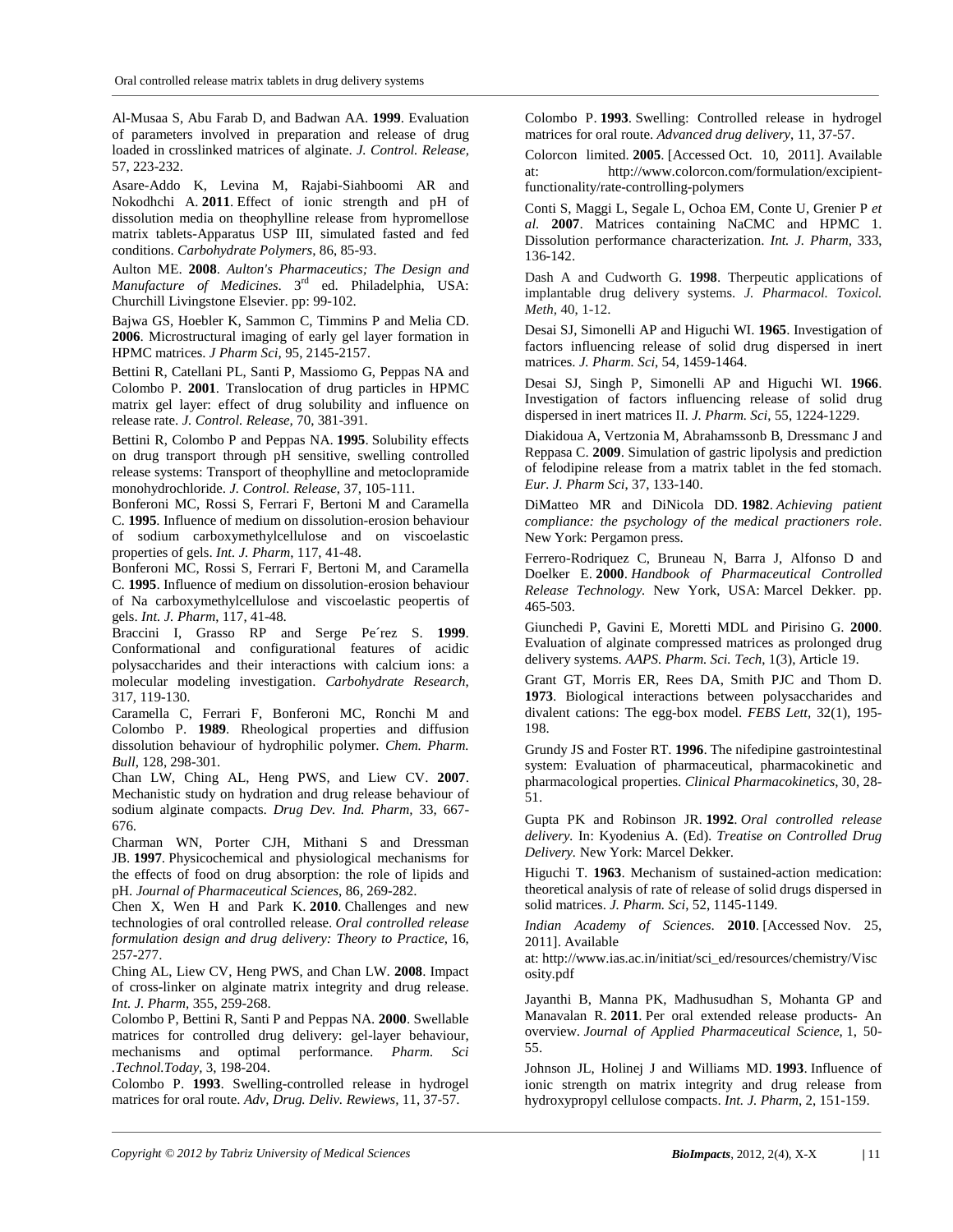Al-Musaa S, Abu Farab D, and Badwan AA. **1999**. Evaluation of parameters involved in preparation and release of drug loaded in crosslinked matrices of alginate. *J. Control. Release*, 57, 223-232.

Asare-Addo K, Levina M, Rajabi-Siahboomi AR and Nokodhchi A. **2011**. Effect of ionic strength and pH of dissolution media on theophylline release from hypromellose matrix tablets-Apparatus USP III, simulated fasted and fed conditions. *Carbohydrate Polymers*, 86, 85-93.

Aulton ME. **2008**. *Aulton's Pharmaceutics; The Design and Manufacture of Medicines.* 3rd ed. Philadelphia, USA: Churchill Livingstone Elsevier. pp: 99-102.

Bajwa GS, Hoebler K, Sammon C, Timmins P and Melia CD. **2006**. Microstructural imaging of early gel layer formation in HPMC matrices. *J Pharm Sci*, 95, 2145-2157.

Bettini R, Catellani PL, Santi P, Massiomo G, Peppas NA and Colombo P. **2001**. Translocation of drug particles in HPMC matrix gel layer: effect of drug solubility and influence on release rate. *J. Control. Release*, 70, 381-391.

Bettini R, Colombo P and Peppas NA. **1995**. Solubility effects on drug transport through pH sensitive, swelling controlled release systems: Transport of theophylline and metoclopramide monohydrochloride. *J. Control. Release*, 37, 105-111.

Bonferoni MC, Rossi S, Ferrari F, Bertoni M and Caramella C. **1995**. Influence of medium on dissolution-erosion behaviour of sodium carboxymethylcellulose and on viscoelastic properties of gels. *Int. J. Pharm*, 117, 41-48.

Bonferoni MC, Rossi S, Ferrari F, Bertoni M, and Caramella C. **1995**. Influence of medium on dissolution-erosion behaviour of Na carboxymethylcellulose and viscoelastic peopertis of gels. *Int. J. Pharm*, 117, 41-48.

Braccini I, Grasso RP and Serge Pe´rez S. **1999**. Conformational and configurational features of acidic polysaccharides and their interactions with calcium ions: a molecular modeling investigation. *Carbohydrate Research*, 317, 119-130.

Caramella C, Ferrari F, Bonferoni MC, Ronchi M and Colombo P. **1989**. Rheological properties and diffusion dissolution behaviour of hydrophilic polymer. *Chem. Pharm. Bull*, 128, 298-301.

Chan LW, Ching AL, Heng PWS, and Liew CV. **2007**. Mechanistic study on hydration and drug release behaviour of sodium alginate compacts. *Drug Dev. Ind. Pharm*, 33, 667-676.

Charman WN, Porter CJH, Mithani S and Dressman JB. **1997**. Physicochemical and physiological mechanisms for the effects of food on drug absorption: the role of lipids and pH. *Journal of Pharmaceutical Sciences*, 86, 269-282.

Chen X, Wen H and Park K. **2010**. Challenges and new technologies of oral controlled release. *Oral controlled release formulation design and drug delivery: Theory to Practice*, 16, 257-277.

Ching AL, Liew CV, Heng PWS, and Chan LW. **2008**. Impact of cross-linker on alginate matrix integrity and drug release. *Int. J. Pharm*, 355, 259-268.

Colombo P, Bettini R, Santi P and Peppas NA. **2000**. Swellable matrices for controlled drug delivery: gel-layer behaviour, mechanisms and optimal performance. *Pharm. Sci .Technol.Today*, 3, 198-204.

Colombo P. **1993**. Swelling-controlled release in hydrogel matrices for oral route. *Adv, Drug. Deliv. Rewiews*, 11, 37-57.

Colombo P. **1993**. Swelling: Controlled release in hydrogel matrices for oral route. *Advanced drug delivery*, 11, 37-57.

Colorcon limited. **2005**. [Accessed Oct. 10, 2011]. Available at: http://www.colorcon.com/formulation/excipient-functionality/rate-controlling-polymers

Conti S, Maggi L, Segale L, Ochoa EM, Conte U, Grenier P *et al.* **2007**. Matrices containing NaCMC and HPMC 1. Dissolution performance characterization. *Int. J. Pharm*, 333, 136-142.

Dash A and Cudworth G. **1998**. Therpeutic applications of implantable drug delivery systems. *J. Pharmacol. Toxicol. Meth*, 40, 1-12.

Desai SJ, Simonelli AP and Higuchi WI. **1965**. Investigation of factors influencing release of solid drug dispersed in inert matrices. *J. Pharm. Sci*, 54, 1459-1464.

Desai SJ, Singh P, Simonelli AP and Higuchi WI. **1966**. Investigation of factors influencing release of solid drug dispersed in inert matrices II. *J. Pharm. Sci*, 55, 1224-1229.

Diakidoua A, Vertzonia M, Abrahamssonb B, Dressmanc J and Reppasa C. **2009**. Simulation of gastric lipolysis and prediction of felodipine release from a matrix tablet in the fed stomach. *Eur. J. Pharm Sci*, 37, 133-140.

DiMatteo MR and DiNicola DD. **1982**. *Achieving patient compliance: the psychology of the medical practioners role*. New York: Pergamon press.

Ferrero-Rodriquez C, Bruneau N, Barra J, Alfonso D and Doelker E. **2000**. *Handbook of Pharmaceutical Controlled Release Technology.* New York, USA: Marcel Dekker. pp. 465-503.

Giunchedi P, Gavini E, Moretti MDL and Pirisino G. **2000**. Evaluation of alginate compressed matrices as prolonged drug delivery systems. *AAPS. Pharm. Sci. Tech*, 1(3), Article 19.

Grant GT, Morris ER, Rees DA, Smith PJC and Thom D. **1973**. Biological interactions between polysaccharides and divalent cations: The egg-box model. *FEBS Lett*, 32(1), 195-198.

Grundy JS and Foster RT. **1996**. The nifedipine gastrointestinal system: Evaluation of pharmaceutical, pharmacokinetic and pharmacological properties. *Clinical Pharmacokinetics*, 30, 28-51.

Gupta PK and Robinson JR. **1992**. *Oral controlled release delivery.* In: Kyodenius A. (Ed). *Treatise on Controlled Drug Delivery.* New York: Marcel Dekker.

Higuchi T. **1963**. Mechanism of sustained-action medication: theoretical analysis of rate of release of solid drugs dispersed in solid matrices. *J. Pharm. Sci*, 52, 1145-1149.

*Indian Academy of Sciences.* **2010**. [Accessed Nov. 25, 2011]. Available at: http://www.ias.ac.in/initiat/sci_ed/resources/chemistry/Viscosity.pdf

Jayanthi B, Manna PK, Madhusudhan S, Mohanta GP and Manavalan R. **2011**. Per oral extended release products- An overview. *Journal of Applied Pharmaceutical Science*, 1, 50-55.

Johnson JL, Holinej J and Williams MD. **1993**. Influence of ionic strength on matrix integrity and drug release from hydroxypropyl cellulose compacts. *Int. J. Pharm*, 2, 151-159.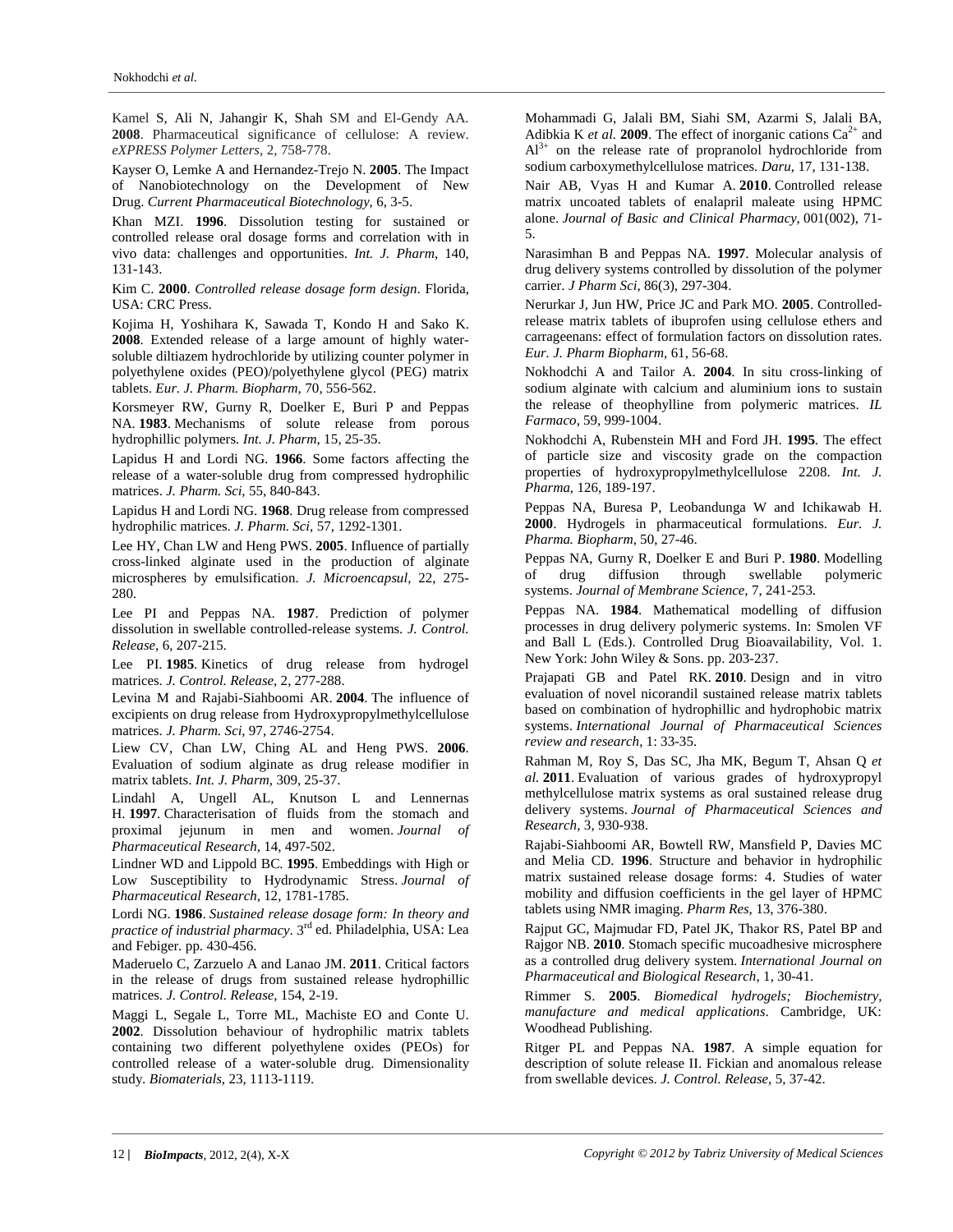Kamel S, Ali N, Jahangir K, Shah SM and El-Gendy AA. **2008**. Pharmaceutical significance of cellulose: A review. *eXPRESS Polymer Letters*, 2, 758-778.

Kayser O, Lemke A and Hernandez-Trejo N. **2005**. The Impact of Nanobiotechnology on the Development of New Drug. *Current Pharmaceutical Biotechnology*, 6, 3-5.

Khan MZI. **1996**. Dissolution testing for sustained or controlled release oral dosage forms and correlation with in vivo data: challenges and opportunities. *Int. J. Pharm*, 140, 131-143.

Kim C. **2000**. *Controlled release dosage form design*. Florida, USA: CRC Press.

Kojima H, Yoshihara K, Sawada T, Kondo H and Sako K. **2008**. Extended release of a large amount of highly water-soluble diltiazem hydrochloride by utilizing counter polymer in polyethylene oxides (PEO)/polyethylene glycol (PEG) matrix tablets. *Eur. J. Pharm. Biopharm*, 70, 556-562.

Korsmeyer RW, Gurny R, Doelker E, Buri P and Peppas NA. **1983**. Mechanisms of solute release from porous hydrophillic polymers. *Int. J. Pharm*, 15, 25-35.

Lapidus H and Lordi NG. **1966**. Some factors affecting the release of a water-soluble drug from compressed hydrophilic matrices. *J. Pharm. Sci*, 55, 840-843.

Lapidus H and Lordi NG. **1968**. Drug release from compressed hydrophilic matrices. *J. Pharm. Sci*, 57, 1292-1301.

Lee HY, Chan LW and Heng PWS. **2005**. Influence of partially cross-linked alginate used in the production of alginate microspheres by emulsification. *J. Microencapsul*, 22, 275-280.

Lee PI and Peppas NA. **1987**. Prediction of polymer dissolution in swellable controlled-release systems. *J. Control. Release*, 6, 207-215.

Lee PI. **1985**. Kinetics of drug release from hydrogel matrices. *J. Control. Release*, 2, 277-288.

Levina M and Rajabi-Siahboomi AR. **2004**. The influence of excipients on drug release from Hydroxypropylmethylcellulose matrices. *J. Pharm. Sci*, 97, 2746-2754.

Liew CV, Chan LW, Ching AL and Heng PWS. **2006**. Evaluation of sodium alginate as drug release modifier in matrix tablets. *Int. J. Pharm*, 309, 25-37.

Lindahl A, Ungell AL, Knutson L and Lennernas H. **1997**. Characterisation of fluids from the stomach and proximal jejunum in men and women. *Journal of Pharmaceutical Research*, 14, 497-502.

Lindner WD and Lippold BC. **1995**. Embeddings with High or Low Susceptibility to Hydrodynamic Stress. *Journal of Pharmaceutical Research*, 12, 1781-1785.

Lordi NG. **1986**. *Sustained release dosage form: In theory and practice of industrial pharmacy*. 3rd ed. Philadelphia, USA: Lea and Febiger. pp. 430-456.

Maderuelo C, Zarzuelo A and Lanao JM. **2011**. Critical factors in the release of drugs from sustained release hydrophillic matrices. *J. Control. Release*, 154, 2-19.

Maggi L, Segale L, Torre ML, Machiste EO and Conte U. **2002**. Dissolution behaviour of hydrophilic matrix tablets containing two different polyethylene oxides (PEOs) for controlled release of a water-soluble drug. Dimensionality study. *Biomaterials*, 23, 1113-1119.

Mohammadi G, Jalali BM, Siahi SM, Azarmi S, Jalali BA, Adibkia K *et al.* **2009**. The effect of inorganic cations $Ca^{2+}$ and $Al^{3+}$ on the release rate of propranolol hydrochloride from sodium carboxymethylcellulose matrices. *Daru*, 17, 131-138.

Nair AB, Vyas H and Kumar A. **2010**. Controlled release matrix uncoated tablets of enalapril maleate using HPMC alone. *Journal of Basic and Clinical Pharmacy*, 001(002), 71-5.

Narasimhan B and Peppas NA. **1997**. Molecular analysis of drug delivery systems controlled by dissolution of the polymer carrier. *J Pharm Sci*, 86(3), 297-304.

Nerurkar J, Jun HW, Price JC and Park MO. **2005**. Controlled-release matrix tablets of ibuprofen using cellulose ethers and carrageenans: effect of formulation factors on dissolution rates. *Eur. J. Pharm Biopharm*, 61, 56-68.

Nokhodchi A and Tailor A. **2004**. In situ cross-linking of sodium alginate with calcium and aluminium ions to sustain the release of theophylline from polymeric matrices. *IL Farmaco*, 59, 999-1004.

Nokhodchi A, Rubenstein MH and Ford JH. **1995**. The effect of particle size and viscosity grade on the compaction properties of hydroxypropylmethylcellulose 2208. *Int. J. Pharma*, 126, 189-197.

Peppas NA, Buresa P, Leobandunga W and Ichikawab H. **2000**. Hydrogels in pharmaceutical formulations. *Eur. J. Pharma. Biopharm*, 50, 27-46.

Peppas NA, Gurny R, Doelker E and Buri P. **1980**. Modelling of drug diffusion through swellable polymeric systems. *Journal of Membrane Science*, 7, 241-253.

Peppas NA. **1984**. Mathematical modelling of diffusion processes in drug delivery polymeric systems. In: Smolen VF and Ball L (Eds.). Controlled Drug Bioavailability, Vol. 1. New York: John Wiley & Sons. pp. 203-237.

Prajapati GB and Patel RK. **2010**. Design and in vitro evaluation of novel nicorandil sustained release matrix tablets based on combination of hydrophillic and hydrophobic matrix systems. *International Journal of Pharmaceutical Sciences review and research*, 1: 33-35.

Rahman M, Roy S, Das SC, Jha MK, Begum T, Ahsan Q *et al.* **2011**. Evaluation of various grades of hydroxypropyl methylcellulose matrix systems as oral sustained release drug delivery systems. *Journal of Pharmaceutical Sciences and Research*, 3, 930-938.

Rajabi-Siahboomi AR, Bowtell RW, Mansfield P, Davies MC and Melia CD. **1996**. Structure and behavior in hydrophilic matrix sustained release dosage forms: 4. Studies of water mobility and diffusion coefficients in the gel layer of HPMC tablets using NMR imaging. *Pharm Res*, 13, 376-380.

Rajput GC, Majmudar FD, Patel JK, Thakor RS, Patel BP and Rajgor NB. **2010**. Stomach specific mucoadhesive microsphere as a controlled drug delivery system. *International Journal on Pharmaceutical and Biological Research*, 1, 30-41.

Rimmer S. **2005**. *Biomedical hydrogels; Biochemistry, manufacture and medical applications*. Cambridge, UK: Woodhead Publishing.

Ritger PL and Peppas NA. **1987**. A simple equation for description of solute release II. Fickian and anomalous release from swellable devices. *J. Control. Release*, 5, 37-42.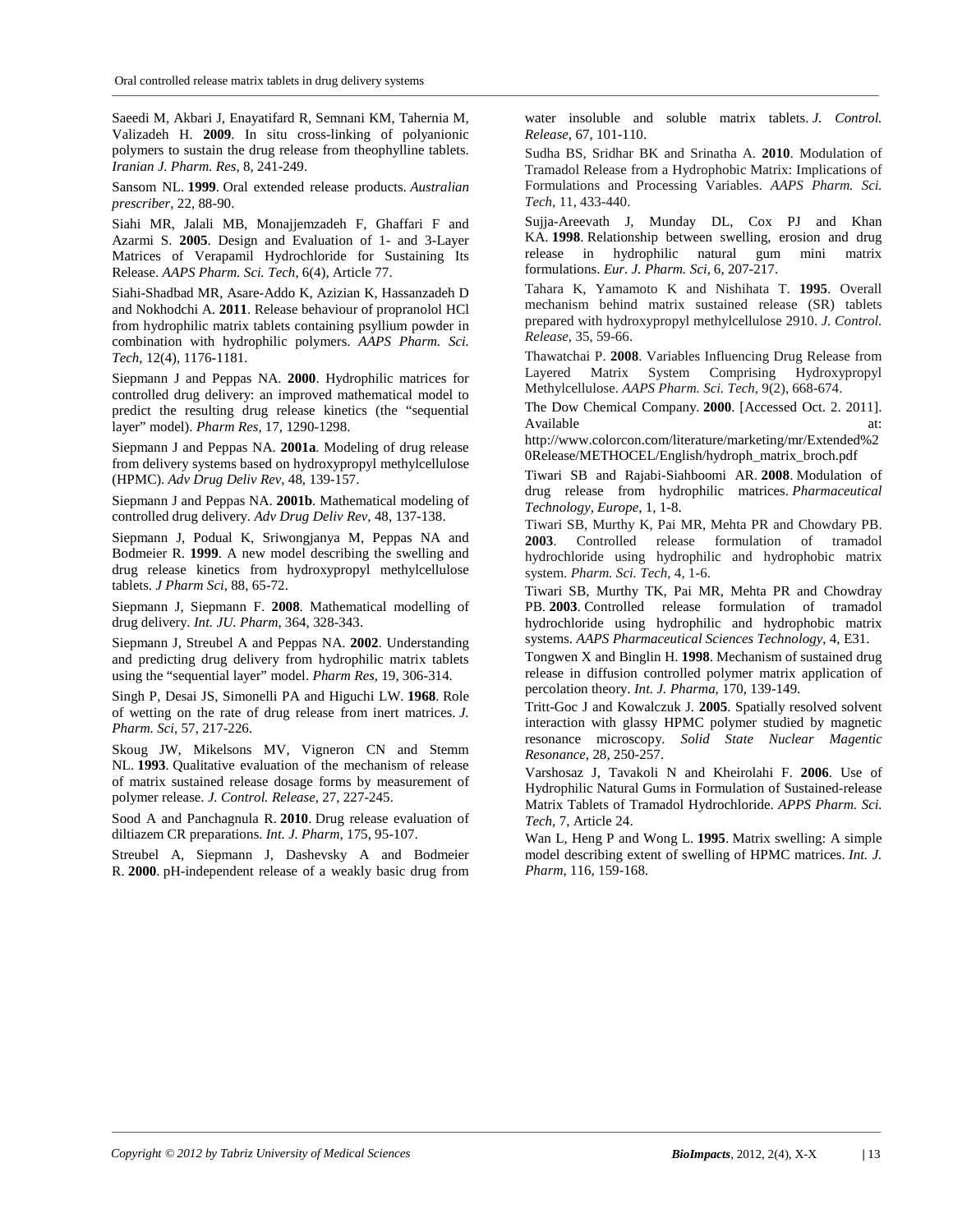Saeedi M, Akbari J, Enayatifard R, Semnani KM, Tahernia M, Valizadeh H. **2009**. In situ cross-linking of polyanionic polymers to sustain the drug release from theophylline tablets. *Iranian J. Pharm. Res*, 8, 241-249.

Sansom NL. **1999**. Oral extended release products. *Australian prescriber*, 22, 88-90.

Siahi MR, Jalali MB, Monajjemzadeh F, Ghaffari F and Azarmi S. **2005**. Design and Evaluation of 1- and 3-Layer Matrices of Verapamil Hydrochloride for Sustaining Its Release. *AAPS Pharm. Sci. Tech*, 6(4), Article 77.

Siahi-Shadbad MR, Asare-Addo K, Azizian K, Hassanzadeh D and Nokhodchi A. **2011**. Release behaviour of propranolol HCl from hydrophilic matrix tablets containing psyllium powder in combination with hydrophilic polymers. *AAPS Pharm. Sci. Tech*, 12(4), 1176-1181.

Siepmann J and Peppas NA. **2000**. Hydrophilic matrices for controlled drug delivery: an improved mathematical model to predict the resulting drug release kinetics (the "sequential layer" model). *Pharm Res*, 17, 1290-1298.

Siepmann J and Peppas NA. **2001a**. Modeling of drug release from delivery systems based on hydroxypropyl methylcellulose (HPMC). *Adv Drug Deliv Rev*, 48, 139-157.

Siepmann J and Peppas NA. **2001b**. Mathematical modeling of controlled drug delivery. *Adv Drug Deliv Rev*, 48, 137-138.

Siepmann J, Podual K, Sriwongjanya M, Peppas NA and Bodmeier R. **1999**. A new model describing the swelling and drug release kinetics from hydroxypropyl methylcellulose tablets. *J Pharm Sci*, 88, 65-72.

Siepmann J, Siepmann F. **2008**. Mathematical modelling of drug delivery. *Int. JU. Pharm*, 364, 328-343.

Siepmann J, Streubel A and Peppas NA. **2002**. Understanding and predicting drug delivery from hydrophilic matrix tablets using the "sequential layer" model. *Pharm Res*, 19, 306-314.

Singh P, Desai JS, Simonelli PA and Higuchi LW. **1968**. Role of wetting on the rate of drug release from inert matrices. *J. Pharm. Sci*, 57, 217-226.

Skoug JW, Mikelsons MV, Vigneron CN and Stemm NL. **1993**. Qualitative evaluation of the mechanism of release of matrix sustained release dosage forms by measurement of polymer release. *J. Control. Release*, 27, 227-245.

Sood A and Panchagnula R. **2010**. Drug release evaluation of diltiazem CR preparations. *Int. J. Pharm*, 175, 95-107.

Streubel A, Siepmann J, Dashevsky A and Bodmeier R. **2000**. pH-independent release of a weakly basic drug from water insoluble and soluble matrix tablets. *J. Control. Release*, 67, 101-110.

Sudha BS, Sridhar BK and Srinatha A. **2010**. Modulation of Tramadol Release from a Hydrophobic Matrix: Implications of Formulations and Processing Variables. *AAPS Pharm. Sci. Tech*, 11, 433-440.

Sujja-Areevath J, Munday DL, Cox PJ and Khan KA. **1998**. Relationship between swelling, erosion and drug release in hydrophilic natural gum mini matrix formulations. *Eur. J. Pharm. Sci*, 6, 207-217.

Tahara K, Yamamoto K and Nishihata T. **1995**. Overall mechanism behind matrix sustained release (SR) tablets prepared with hydroxypropyl methylcellulose 2910. *J. Control. Release*, 35, 59-66.

Thawatchai P. **2008**. Variables Influencing Drug Release from Layered Matrix System Comprising Hydroxypropyl Methylcellulose. *AAPS Pharm. Sci. Tech*, 9(2), 668-674.

The Dow Chemical Company. **2000**. [Accessed Oct. 2. 2011]. Available at: http://www.colorcon.com/literature/marketing/mr/Extended%20Release/METHOCEL/English/hydroph_matrix_broch.pdf

Tiwari SB and Rajabi-Siahboomi AR. **2008**. Modulation of drug release from hydrophilic matrices. *Pharmaceutical Technology, Europe*, 1, 1-8.

Tiwari SB, Murthy K, Pai MR, Mehta PR and Chowdary PB. **2003**. Controlled release formulation of tramadol hydrochloride using hydrophilic and hydrophobic matrix system. *Pharm. Sci. Tech*, 4, 1-6.

Tiwari SB, Murthy TK, Pai MR, Mehta PR and Chowdray PB. **2003**. Controlled release formulation of tramadol hydrochloride using hydrophilic and hydrophobic matrix systems. *AAPS Pharmaceutical Sciences Technology*, 4, E31.

Tongwen X and Binglin H. **1998**. Mechanism of sustained drug release in diffusion controlled polymer matrix application of percolation theory. *Int. J. Pharma*, 170, 139-149.

Tritt-Goc J and Kowalczuk J. **2005**. Spatially resolved solvent interaction with glassy HPMC polymer studied by magnetic resonance microscopy. *Solid State Nuclear Magentic Resonance*, 28, 250-257.

Varshosaz J, Tavakoli N and Kheirolahi F. **2006**. Use of Hydrophilic Natural Gums in Formulation of Sustained-release Matrix Tablets of Tramadol Hydrochloride. *APPS Pharm. Sci. Tech*, 7, Article 24.

Wan L, Heng P and Wong L. **1995**. Matrix swelling: A simple model describing extent of swelling of HPMC matrices. *Int. J. Pharm*, 116, 159-168.